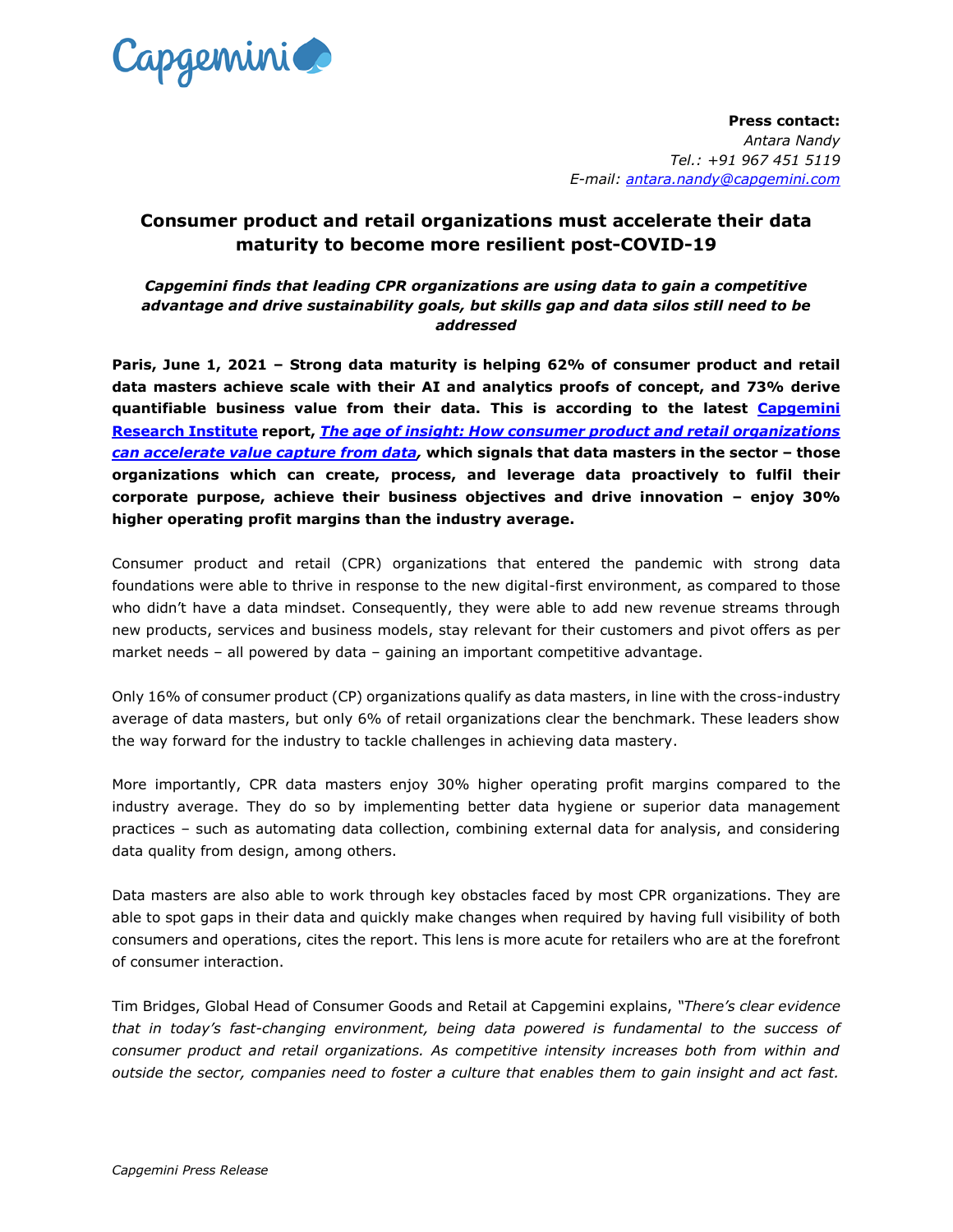**Press contact:**
*Antara Nandy*
*Tel.: +91 967 451 5119*
*E-mail: antara.nandy@capgemini.com*

# Consumer product and retail organizations must accelerate their data maturity to become more resilient post-COVID-19

***Capgemini finds that leading CPR organizations are using data to gain a competitive advantage and drive sustainability goals, but skills gap and data silos still need to be addressed***

**Paris, June 1, 2021 – Strong data maturity is helping 62% of consumer product and retail data masters achieve scale with their AI and analytics proofs of concept, and 73% derive quantifiable business value from their data. This is according to the latest Capgemini Research Institute report, *The age of insight: How consumer product and retail organizations can accelerate value capture from data*, which signals that data masters in the sector – those organizations which can create, process, and leverage data proactively to fulfil their corporate purpose, achieve their business objectives and drive innovation – enjoy 30% higher operating profit margins than the industry average.**

Consumer product and retail (CPR) organizations that entered the pandemic with strong data foundations were able to thrive in response to the new digital-first environment, as compared to those who didn't have a data mindset. Consequently, they were able to add new revenue streams through new products, services and business models, stay relevant for their customers and pivot offers as per market needs – all powered by data – gaining an important competitive advantage.

Only 16% of consumer product (CP) organizations qualify as data masters, in line with the cross-industry average of data masters, but only 6% of retail organizations clear the benchmark. These leaders show the way forward for the industry to tackle challenges in achieving data mastery.

More importantly, CPR data masters enjoy 30% higher operating profit margins compared to the industry average. They do so by implementing better data hygiene or superior data management practices – such as automating data collection, combining external data for analysis, and considering data quality from design, among others.

Data masters are also able to work through key obstacles faced by most CPR organizations. They are able to spot gaps in their data and quickly make changes when required by having full visibility of both consumers and operations, cites the report. This lens is more acute for retailers who are at the forefront of consumer interaction.

Tim Bridges, Global Head of Consumer Goods and Retail at Capgemini explains, *"There's clear evidence that in today's fast-changing environment, being data powered is fundamental to the success of consumer product and retail organizations. As competitive intensity increases both from within and outside the sector, companies need to foster a culture that enables them to gain insight and act fast.*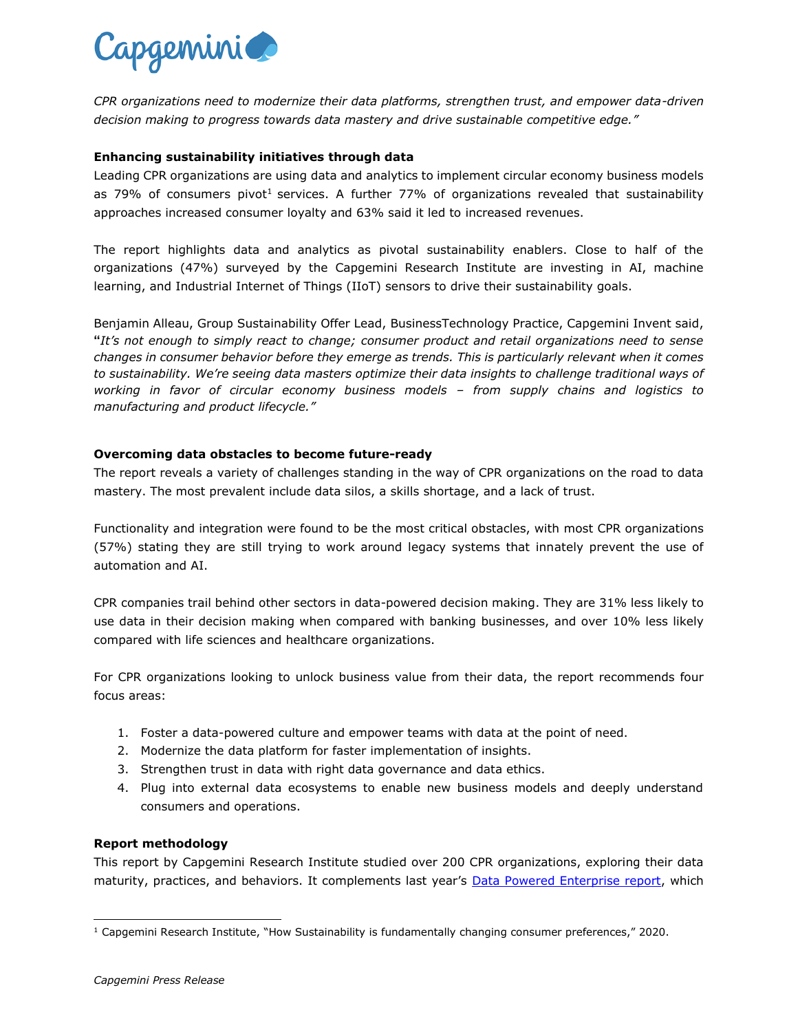*CPR organizations need to modernize their data platforms, strengthen trust, and empower data-driven decision making to progress towards data mastery and drive sustainable competitive edge."*

**Enhancing sustainability initiatives through data**

Leading CPR organizations are using data and analytics to implement circular economy business models as 79% of consumers pivot[1] services. A further 77% of organizations revealed that sustainability approaches increased consumer loyalty and 63% said it led to increased revenues.

The report highlights data and analytics as pivotal sustainability enablers. Close to half of the organizations (47%) surveyed by the Capgemini Research Institute are investing in AI, machine learning, and Industrial Internet of Things (IIoT) sensors to drive their sustainability goals.

Benjamin Alleau, Group Sustainability Offer Lead, BusinessTechnology Practice, Capgemini Invent said, "*It's not enough to simply react to change; consumer product and retail organizations need to sense changes in consumer behavior before they emerge as trends. This is particularly relevant when it comes to sustainability. We're seeing data masters optimize their data insights to challenge traditional ways of working in favor of circular economy business models – from supply chains and logistics to manufacturing and product lifecycle."*

**Overcoming data obstacles to become future-ready**

The report reveals a variety of challenges standing in the way of CPR organizations on the road to data mastery. The most prevalent include data silos, a skills shortage, and a lack of trust.

Functionality and integration were found to be the most critical obstacles, with most CPR organizations (57%) stating they are still trying to work around legacy systems that innately prevent the use of automation and AI.

CPR companies trail behind other sectors in data-powered decision making. They are 31% less likely to use data in their decision making when compared with banking businesses, and over 10% less likely compared with life sciences and healthcare organizations.

For CPR organizations looking to unlock business value from their data, the report recommends four focus areas:

1. Foster a data-powered culture and empower teams with data at the point of need.
2. Modernize the data platform for faster implementation of insights.
3. Strengthen trust in data with right data governance and data ethics.
4. Plug into external data ecosystems to enable new business models and deeply understand consumers and operations.

**Report methodology**

This report by Capgemini Research Institute studied over 200 CPR organizations, exploring their data maturity, practices, and behaviors. It complements last year's [Data Powered Enterprise report](), which

---

[1] Capgemini Research Institute, "How Sustainability is fundamentally changing consumer preferences," 2020.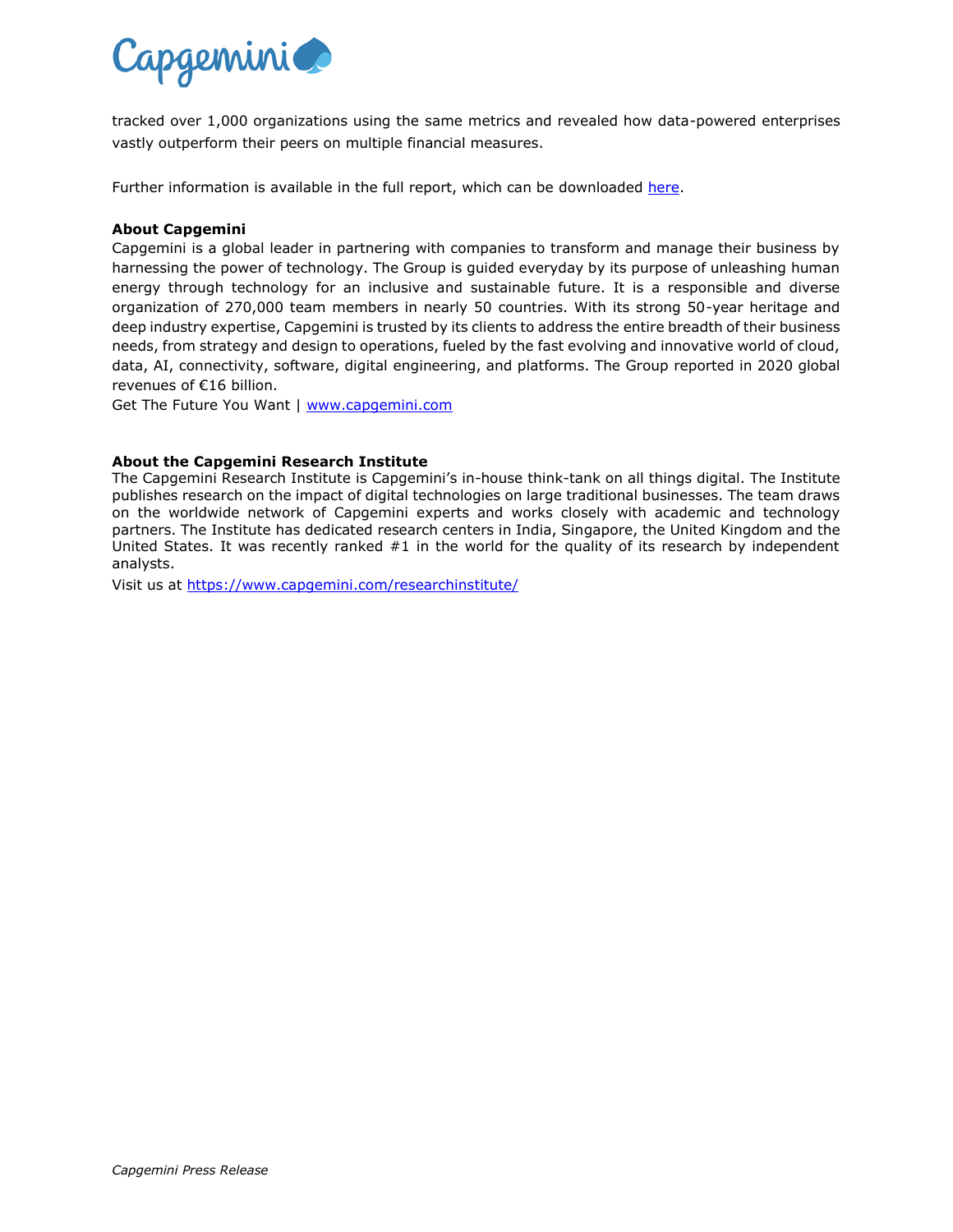tracked over 1,000 organizations using the same metrics and revealed how data-powered enterprises vastly outperform their peers on multiple financial measures.

Further information is available in the full report, which can be downloaded here.

**About Capgemini**

Capgemini is a global leader in partnering with companies to transform and manage their business by harnessing the power of technology. The Group is guided everyday by its purpose of unleashing human energy through technology for an inclusive and sustainable future. It is a responsible and diverse organization of 270,000 team members in nearly 50 countries. With its strong 50-year heritage and deep industry expertise, Capgemini is trusted by its clients to address the entire breadth of their business needs, from strategy and design to operations, fueled by the fast evolving and innovative world of cloud, data, AI, connectivity, software, digital engineering, and platforms. The Group reported in 2020 global revenues of €16 billion.

Get The Future You Want | www.capgemini.com

**About the Capgemini Research Institute**

The Capgemini Research Institute is Capgemini's in-house think-tank on all things digital. The Institute publishes research on the impact of digital technologies on large traditional businesses. The team draws on the worldwide network of Capgemini experts and works closely with academic and technology partners. The Institute has dedicated research centers in India, Singapore, the United Kingdom and the United States. It was recently ranked #1 in the world for the quality of its research by independent analysts.

Visit us at https://www.capgemini.com/researchinstitute/